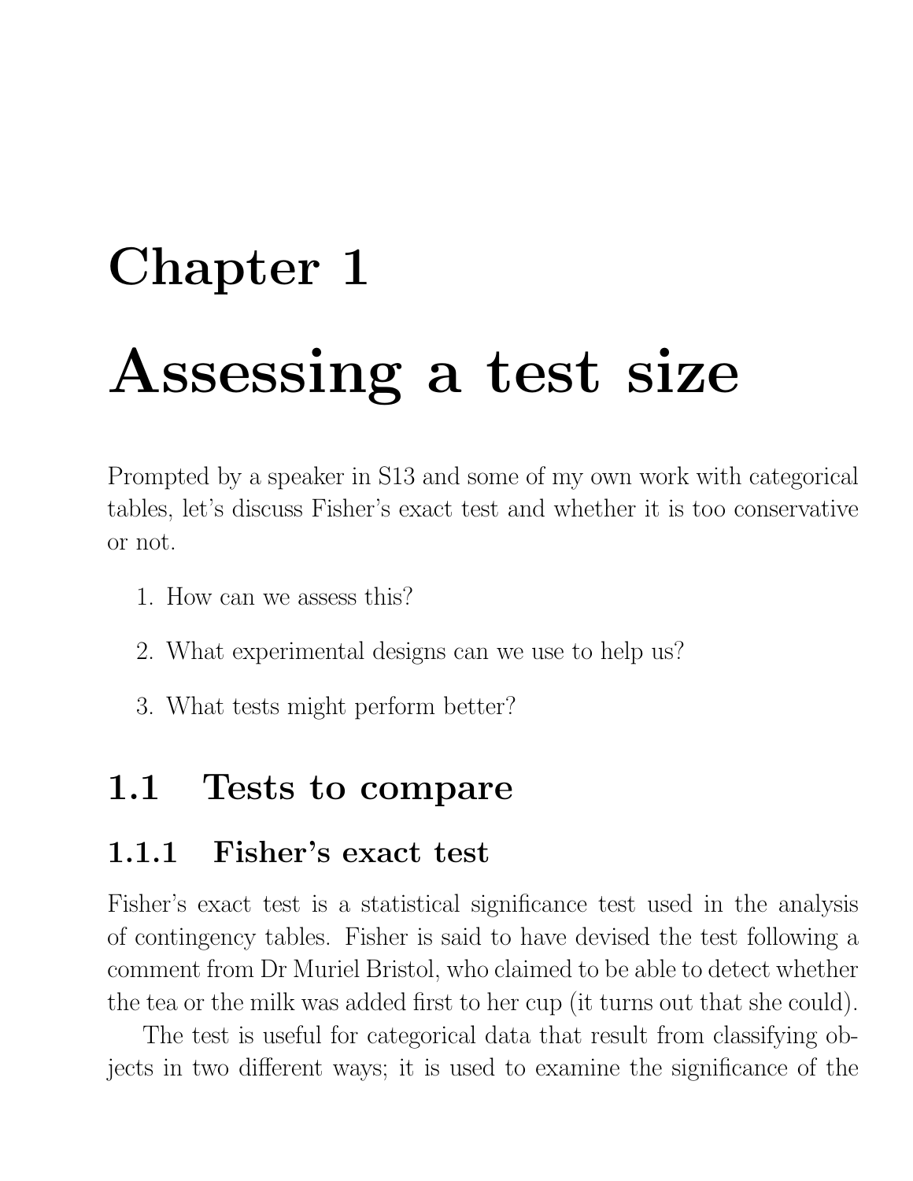# Chapter 1

# Assessing a test size

Prompted by a speaker in S13 and some of my own work with categorical tables, let's discuss Fisher's exact test and whether it is too conservative or not.

1. How can we assess this?

2. What experimental designs can we use to help us?

3. What tests might perform better?

## 1.1 Tests to compare

### 1.1.1 Fisher's exact test

Fisher's exact test is a statistical significance test used in the analysis of contingency tables. Fisher is said to have devised the test following a comment from Dr Muriel Bristol, who claimed to be able to detect whether the tea or the milk was added first to her cup (it turns out that she could).

The test is useful for categorical data that result from classifying objects in two different ways; it is used to examine the significance of the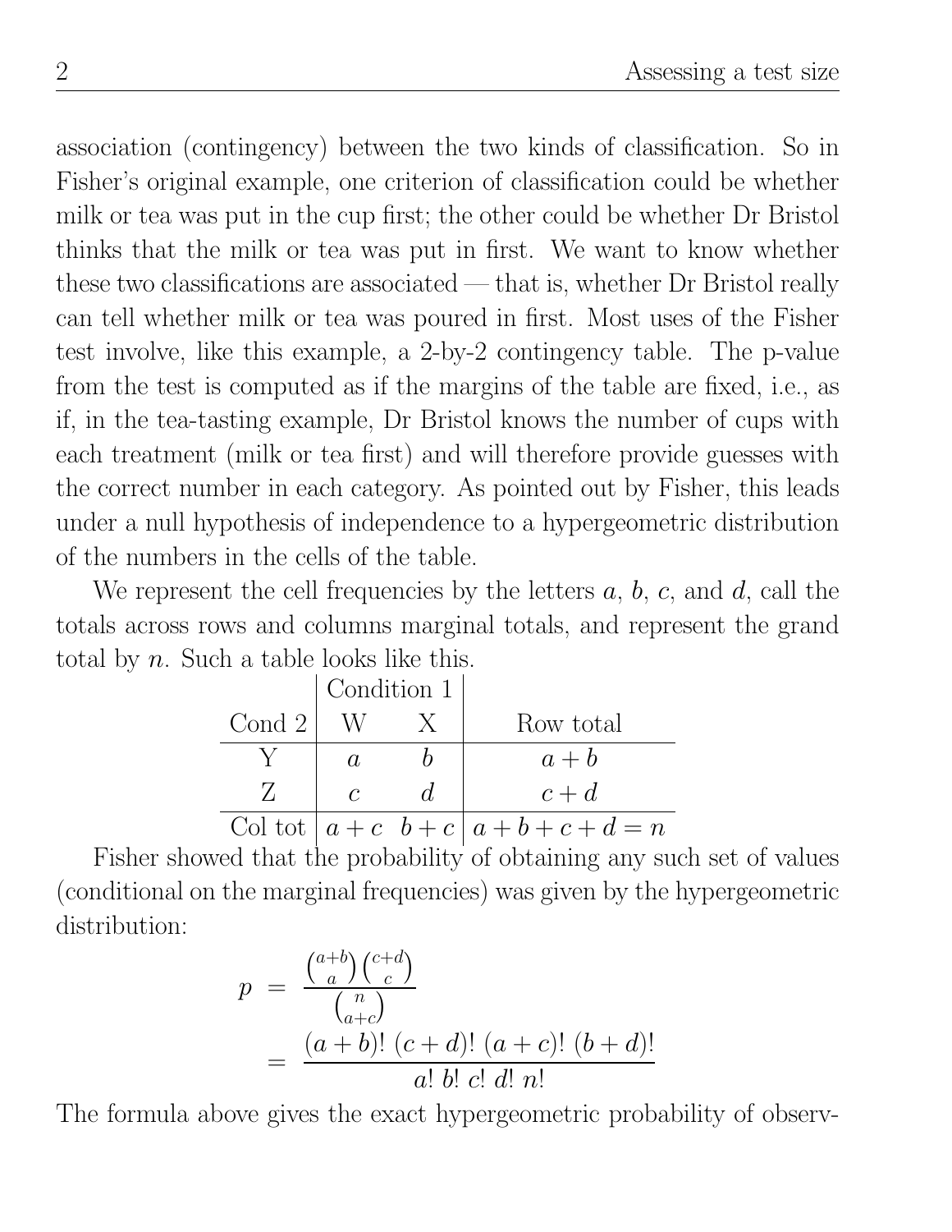association (contingency) between the two kinds of classification. So in Fisher's original example, one criterion of classification could be whether milk or tea was put in the cup first; the other could be whether Dr Bristol thinks that the milk or tea was put in first. We want to know whether these two classifications are associated — that is, whether Dr Bristol really can tell whether milk or tea was poured in first. Most uses of the Fisher test involve, like this example, a 2-by-2 contingency table. The p-value from the test is computed as if the margins of the table are fixed, i.e., as if, in the tea-tasting example, Dr Bristol knows the number of cups with each treatment (milk or tea first) and will therefore provide guesses with the correct number in each category. As pointed out by Fisher, this leads under a null hypothesis of independence to a hypergeometric distribution of the numbers in the cells of the table.

We represent the cell frequencies by the letters $a$, $b$, $c$, and $d$, call the totals across rows and columns marginal totals, and represent the grand total by $n$. Such a table looks like this.

| | Condition 1 | | |
|---|---|---|---|
| Cond 2 | W | X | Row total |
| Y | $a$ | $b$ | $a+b$ |
| Z | $c$ | $d$ | $c+d$ |
| Col tot | $a+c$ | $b+c$ | $a+b+c+d=n$ |

Fisher showed that the probability of obtaining any such set of values (conditional on the marginal frequencies) was given by the hypergeometric distribution:

$$
\begin{aligned}
p &= \frac{\binom{a+b}{a}\binom{c+d}{c}}{\binom{n}{a+c}} \\
&= \frac{(a+b)!\;(c+d)!\;(a+c)!\;(b+d)!}{a!\;b!\;c!\;d!\;n!}
\end{aligned}
$$

The formula above gives the exact hypergeometric probability of observ-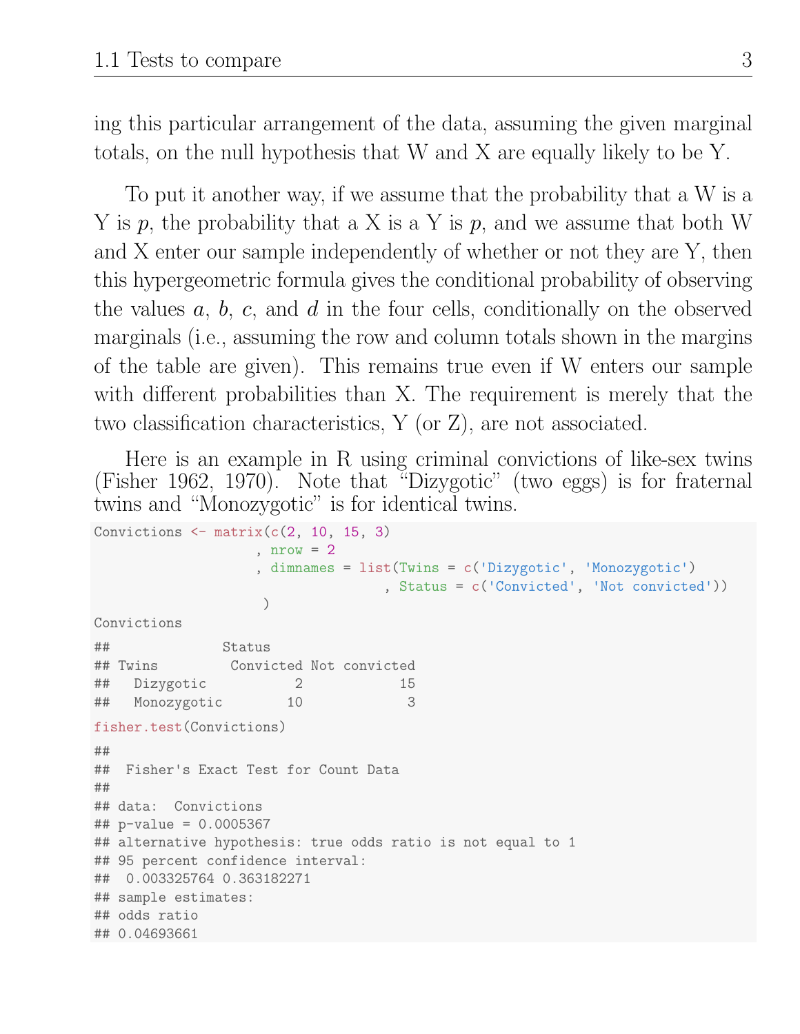ing this particular arrangement of the data, assuming the given marginal totals, on the null hypothesis that W and X are equally likely to be Y.

To put it another way, if we assume that the probability that a W is a Y is $p$, the probability that a X is a Y is $p$, and we assume that both W and X enter our sample independently of whether or not they are Y, then this hypergeometric formula gives the conditional probability of observing the values $a$, $b$, $c$, and $d$ in the four cells, conditionally on the observed marginals (i.e., assuming the row and column totals shown in the margins of the table are given). This remains true even if W enters our sample with different probabilities than X. The requirement is merely that the two classification characteristics, Y (or Z), are not associated.

Here is an example in R using criminal convictions of like-sex twins (Fisher 1962, 1970). Note that "Dizygotic" (two eggs) is for fraternal twins and "Monozygotic" is for identical twins.

```
Convictions <- matrix(c(2, 10, 15, 3)
                    , nrow = 2
                    , dimnames = list(Twins = c('Dizygotic', 'Monozygotic')
                                    , Status = c('Convicted', 'Not convicted'))
                     )
Convictions
```

```
##              Status
## Twins         Convicted Not convicted
##   Dizygotic           2            15
##   Monozygotic        10             3
```

```
fisher.test(Convictions)
```

```
##
##  Fisher's Exact Test for Count Data
##
## data:  Convictions
## p-value = 0.0005367
## alternative hypothesis: true odds ratio is not equal to 1
## 95 percent confidence interval:
##  0.003325764 0.363182271
## sample estimates:
## odds ratio
## 0.04693661
```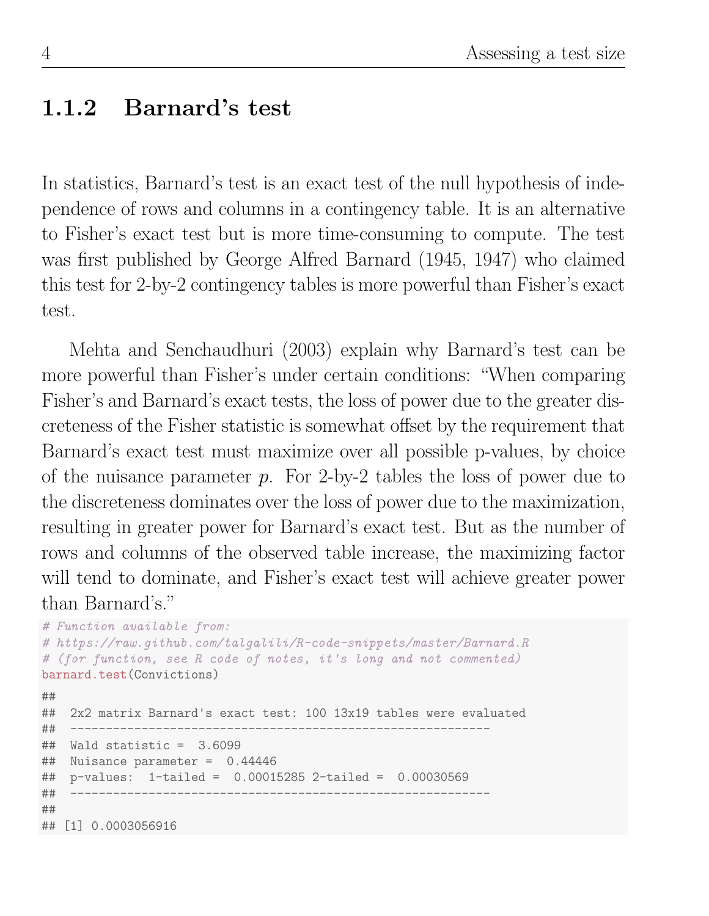### 1.1.2 Barnard's test

In statistics, Barnard's test is an exact test of the null hypothesis of independence of rows and columns in a contingency table. It is an alternative to Fisher's exact test but is more time-consuming to compute. The test was first published by George Alfred Barnard (1945, 1947) who claimed this test for 2-by-2 contingency tables is more powerful than Fisher's exact test.

Mehta and Senchaudhuri (2003) explain why Barnard's test can be more powerful than Fisher's under certain conditions: "When comparing Fisher's and Barnard's exact tests, the loss of power due to the greater discreteness of the Fisher statistic is somewhat offset by the requirement that Barnard's exact test must maximize over all possible p-values, by choice of the nuisance parameter $p$. For 2-by-2 tables the loss of power due to the discreteness dominates over the loss of power due to the maximization, resulting in greater power for Barnard's exact test. But as the number of rows and columns of the observed table increase, the maximizing factor will tend to dominate, and Fisher's exact test will achieve greater power than Barnard's."

```r
# Function available from:
# https://raw.github.com/talgalili/R-code-snippets/master/Barnard.R
# (for function, see R code of notes, it's long and not commented)
barnard.test(Convictions)

##
##  2x2 matrix Barnard's exact test: 100 13x19 tables were evaluated
##  -----------------------------------------------------------
##  Wald statistic =  3.6099
##  Nuisance parameter =  0.44446
##  p-values:  1-tailed =  0.00015285 2-tailed =  0.00030569
##  -----------------------------------------------------------
##
## [1] 0.0003056916
```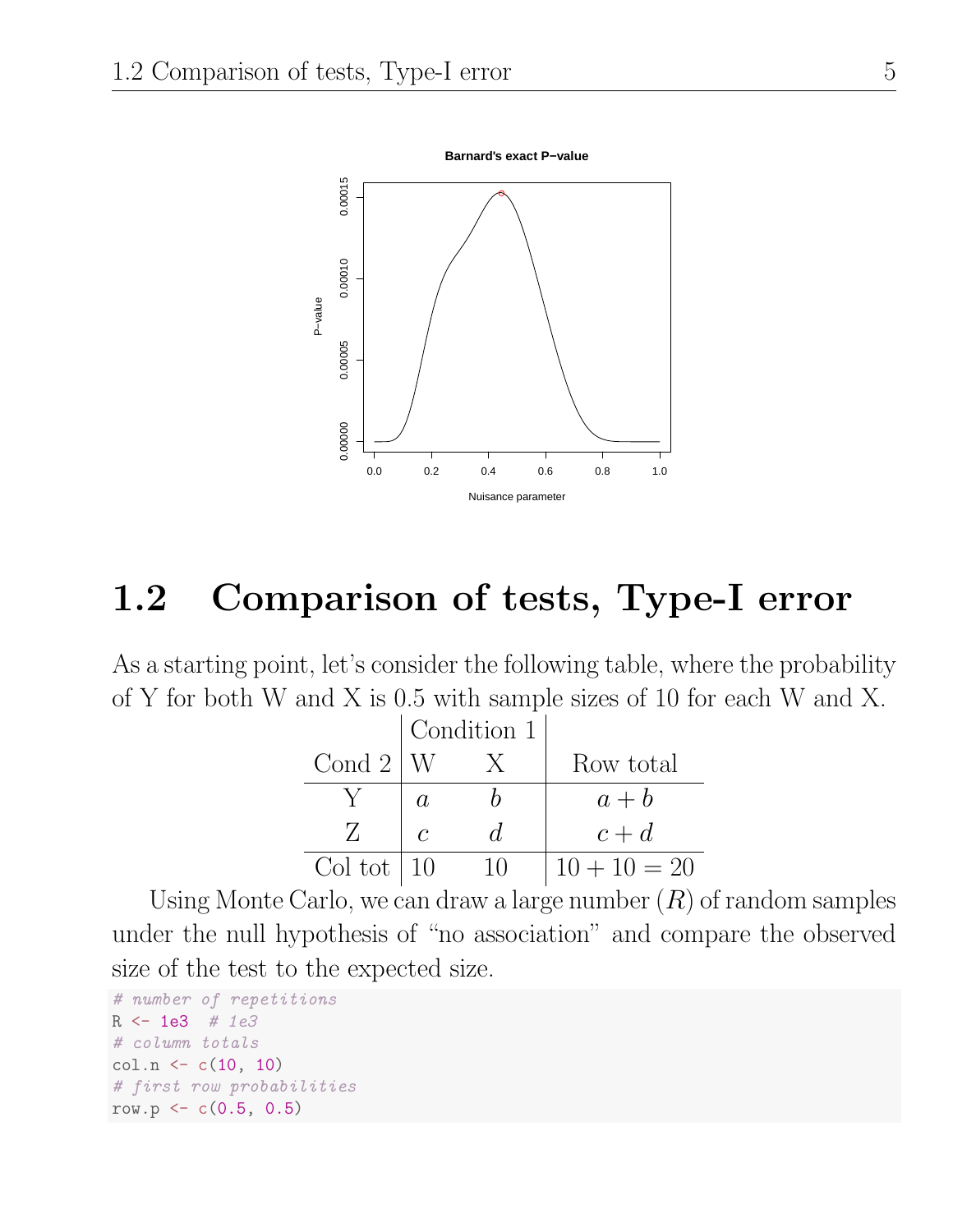## 1.2 Comparison of tests, Type-I error

As a starting point, let's consider the following table, where the probability of Y for both W and X is 0.5 with sample sizes of 10 for each W and X.

| | Condition 1 | | |
|---|---|---|---|
| Cond 2 | W | X | Row total |
| Y | $a$ | $b$ | $a + b$ |
| Z | $c$ | $d$ | $c + d$ |
| Col tot | 10 | 10 | $10 + 10 = 20$ |

Using Monte Carlo, we can draw a large number ($R$) of random samples under the null hypothesis of "no association" and compare the observed size of the test to the expected size.

```
# number of repetitions
R <- 1e3  # 1e3
# column totals
col.n <- c(10, 10)
# first row probabilities
row.p <- c(0.5, 0.5)
```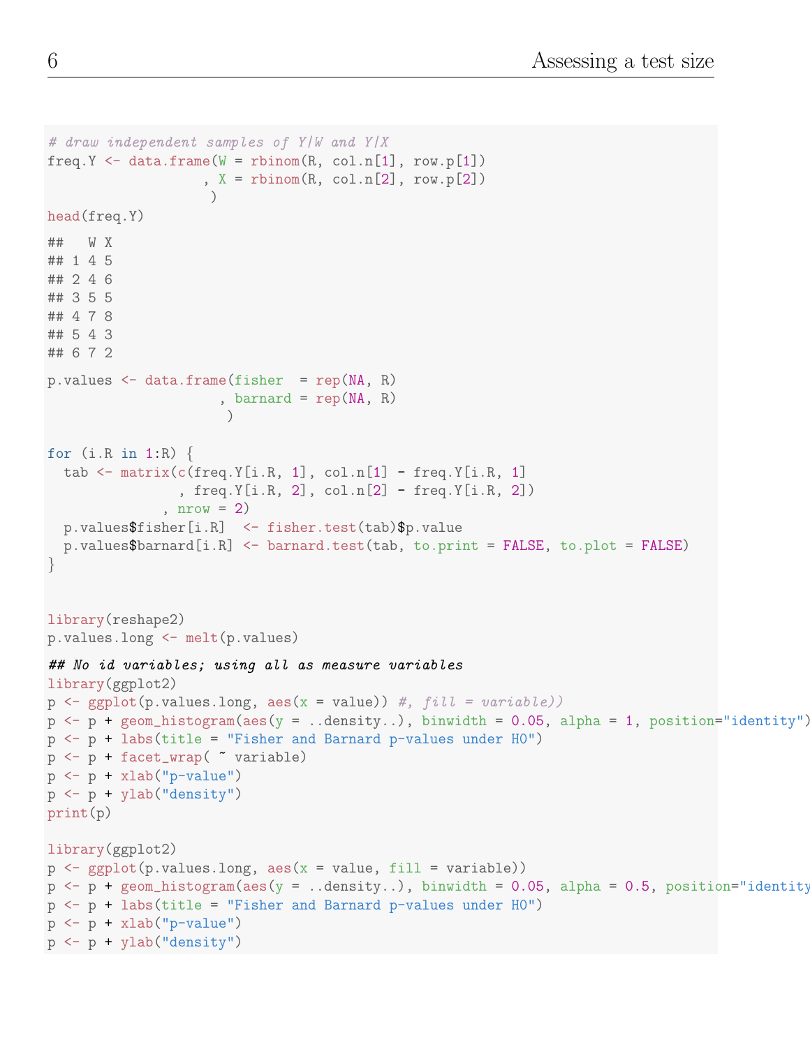```r
# draw independent samples of Y|W and Y|X
freq.Y <- data.frame(W = rbinom(R, col.n[1], row.p[1])
                   , X = rbinom(R, col.n[2], row.p[2])
                    )
head(freq.Y)
```

```
##   W X
## 1 4 5
## 2 4 6
## 3 5 5
## 4 7 8
## 5 4 3
## 6 7 2
```

```r
p.values <- data.frame(fisher  = rep(NA, R)
                     , barnard = rep(NA, R)
                      )

for (i.R in 1:R) {
  tab <- matrix(c(freq.Y[i.R, 1], col.n[1] - freq.Y[i.R, 1]
                , freq.Y[i.R, 2], col.n[2] - freq.Y[i.R, 2])
              , nrow = 2)
  p.values$fisher[i.R]  <- fisher.test(tab)$p.value
  p.values$barnard[i.R] <- barnard.test(tab, to.print = FALSE, to.plot = FALSE)
}


library(reshape2)
p.values.long <- melt(p.values)
```

```
## No id variables; using all as measure variables
```

```r
library(ggplot2)
p <- ggplot(p.values.long, aes(x = value)) #, fill = variable))
p <- p + geom_histogram(aes(y = ..density..), binwidth = 0.05, alpha = 1, position="identity")
p <- p + labs(title = "Fisher and Barnard p-values under H0")
p <- p + facet_wrap( ~ variable)
p <- p + xlab("p-value")
p <- p + ylab("density")
print(p)

library(ggplot2)
p <- ggplot(p.values.long, aes(x = value, fill = variable))
p <- p + geom_histogram(aes(y = ..density..), binwidth = 0.05, alpha = 0.5, position="identity
p <- p + labs(title = "Fisher and Barnard p-values under H0")
p <- p + xlab("p-value")
p <- p + ylab("density")
```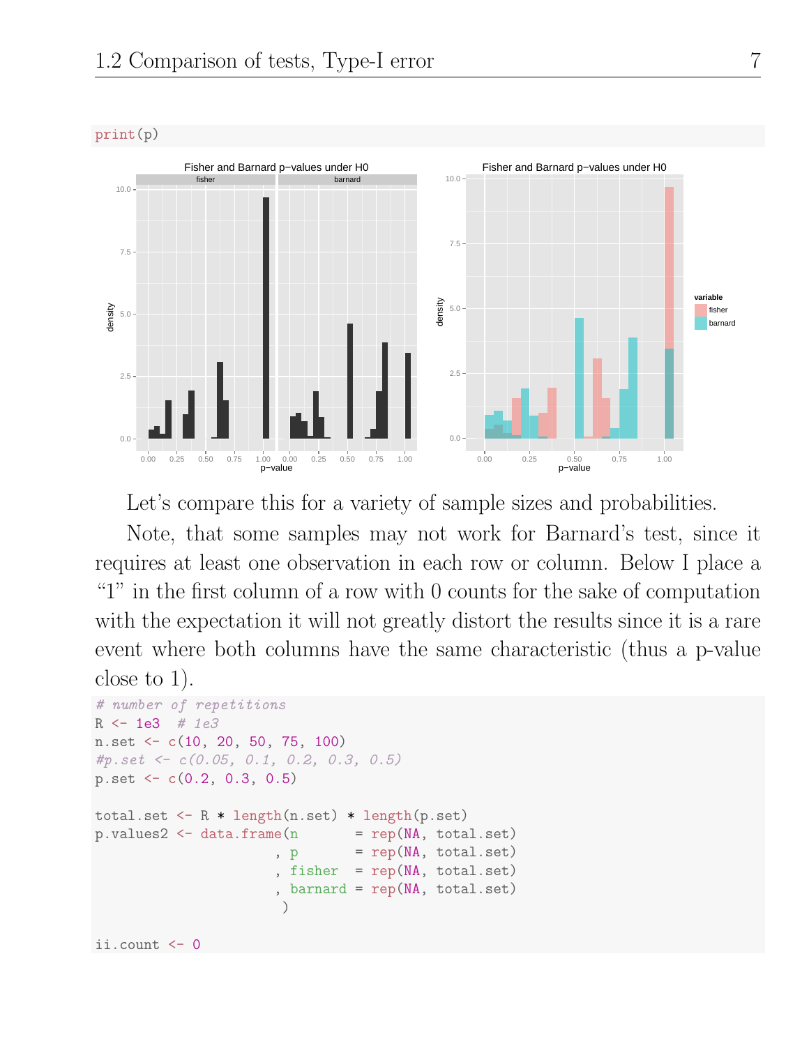```
print(p)
```

Let's compare this for a variety of sample sizes and probabilities.

Note, that some samples may not work for Barnard's test, since it requires at least one observation in each row or column. Below I place a "1" in the first column of a row with 0 counts for the sake of computation with the expectation it will not greatly distort the results since it is a rare event where both columns have the same characteristic (thus a p-value close to 1).

```
# number of repetitions
R <- 1e3  # 1e3
n.set <- c(10, 20, 50, 75, 100)
#p.set <- c(0.05, 0.1, 0.2, 0.3, 0.5)
p.set <- c(0.2, 0.3, 0.5)

total.set <- R * length(n.set) * length(p.set)
p.values2 <- data.frame(n       = rep(NA, total.set)
                      , p       = rep(NA, total.set)
                      , fisher  = rep(NA, total.set)
                      , barnard = rep(NA, total.set)
                       )

ii.count <- 0
```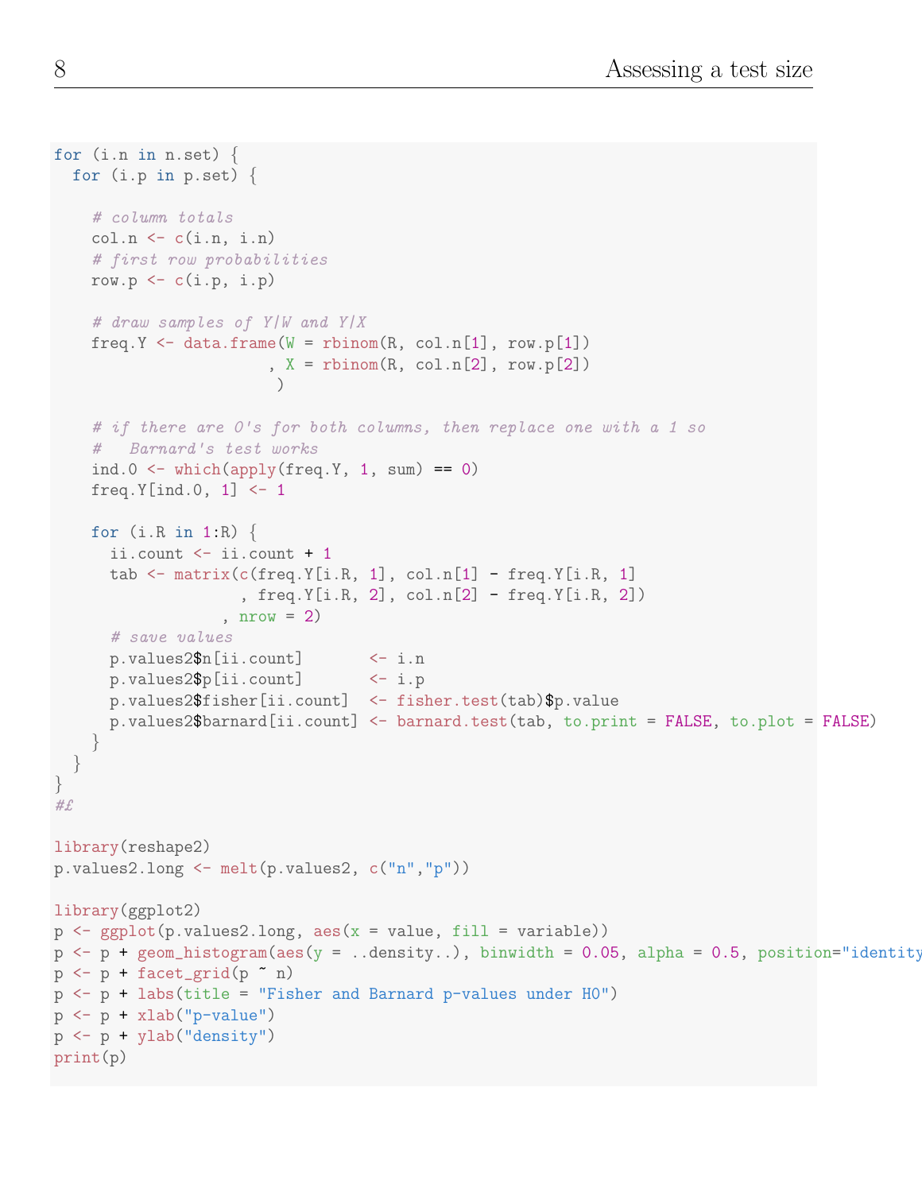```r
for (i.n in n.set) {
  for (i.p in p.set) {

    # column totals
    col.n <- c(i.n, i.n)
    # first row probabilities
    row.p <- c(i.p, i.p)

    # draw samples of Y|W and Y|X
    freq.Y <- data.frame(W = rbinom(R, col.n[1], row.p[1])
                       , X = rbinom(R, col.n[2], row.p[2])
                        )

    # if there are 0's for both columns, then replace one with a 1 so
    #   Barnard's test works
    ind.0 <- which(apply(freq.Y, 1, sum) == 0)
    freq.Y[ind.0, 1] <- 1

    for (i.R in 1:R) {
      ii.count <- ii.count + 1
      tab <- matrix(c(freq.Y[i.R, 1], col.n[1] - freq.Y[i.R, 1]
                    , freq.Y[i.R, 2], col.n[2] - freq.Y[i.R, 2])
                  , nrow = 2)
      # save values
      p.values2$n[ii.count]       <- i.n
      p.values2$p[ii.count]       <- i.p
      p.values2$fisher[ii.count]  <- fisher.test(tab)$p.value
      p.values2$barnard[ii.count] <- barnard.test(tab, to.print = FALSE, to.plot = FALSE)
    }
  }
}
#£

library(reshape2)
p.values2.long <- melt(p.values2, c("n","p"))

library(ggplot2)
p <- ggplot(p.values2.long, aes(x = value, fill = variable))
p <- p + geom_histogram(aes(y = ..density..), binwidth = 0.05, alpha = 0.5, position="identity
p <- p + facet_grid(p ~ n)
p <- p + labs(title = "Fisher and Barnard p-values under H0")
p <- p + xlab("p-value")
p <- p + ylab("density")
print(p)
```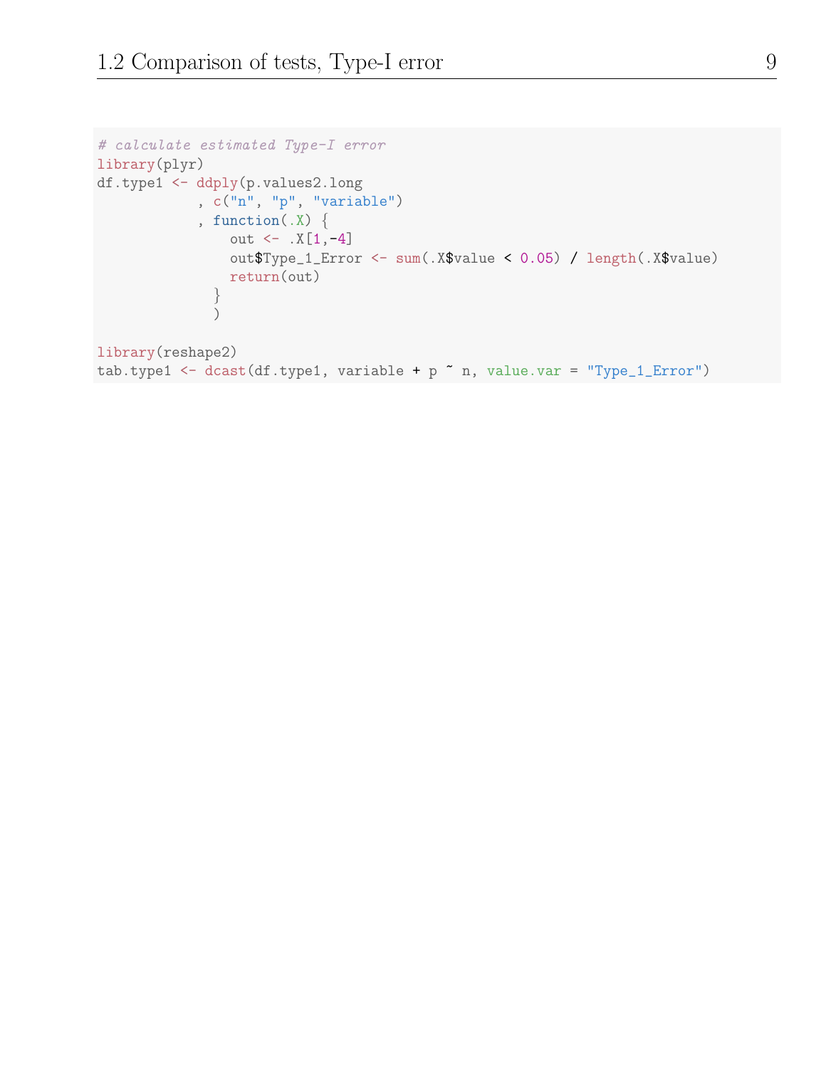```r
# calculate estimated Type-I error
library(plyr)
df.type1 <- ddply(p.values2.long
            , c("n", "p", "variable")
            , function(.X) {
                out <- .X[1,-4]
                out$Type_1_Error <- sum(.X$value < 0.05) / length(.X$value)
                return(out)
              }
              )

library(reshape2)
tab.type1 <- dcast(df.type1, variable + p ~ n, value.var = "Type_1_Error")
```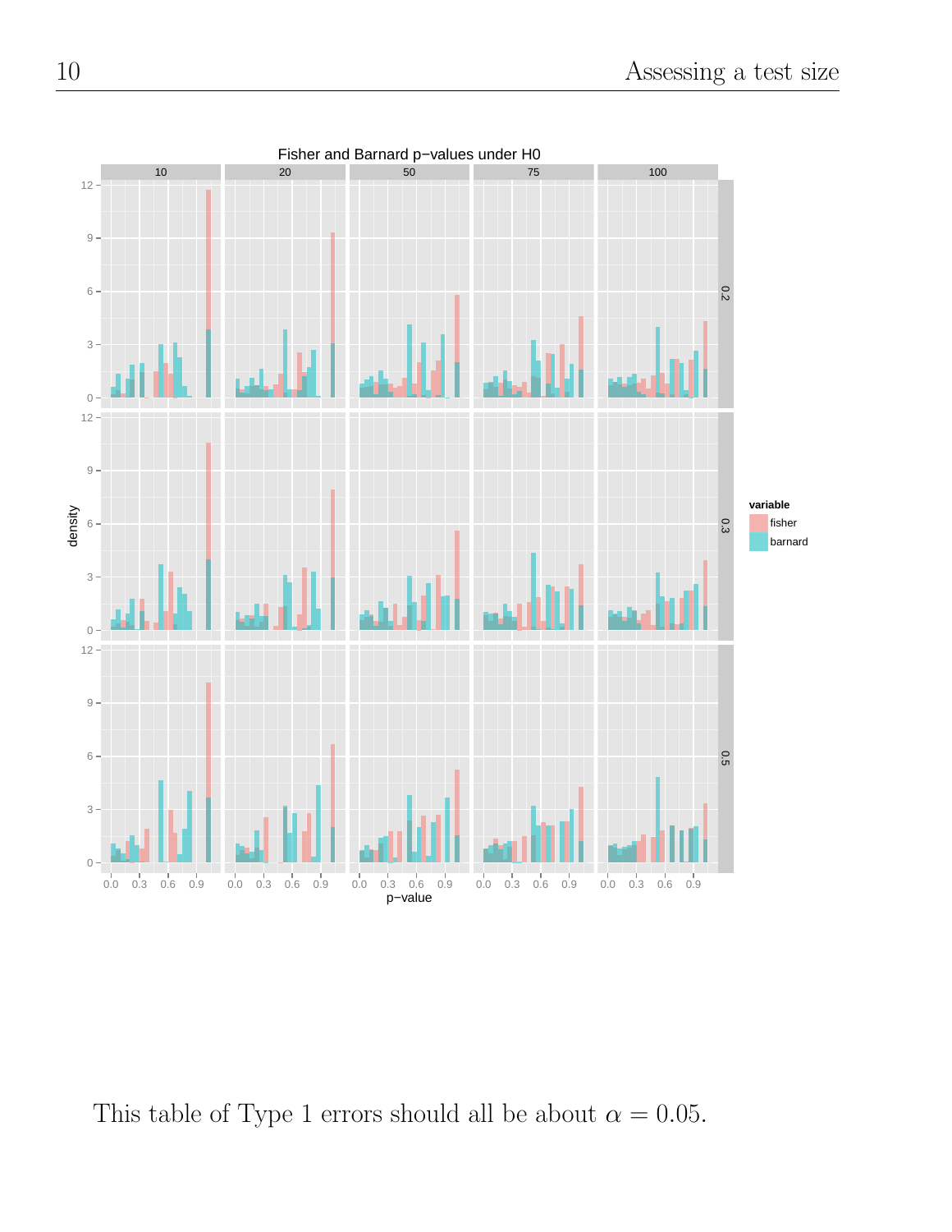Fisher and Barnard p−values under H0

This table of Type 1 errors should all be about $\alpha = 0.05$.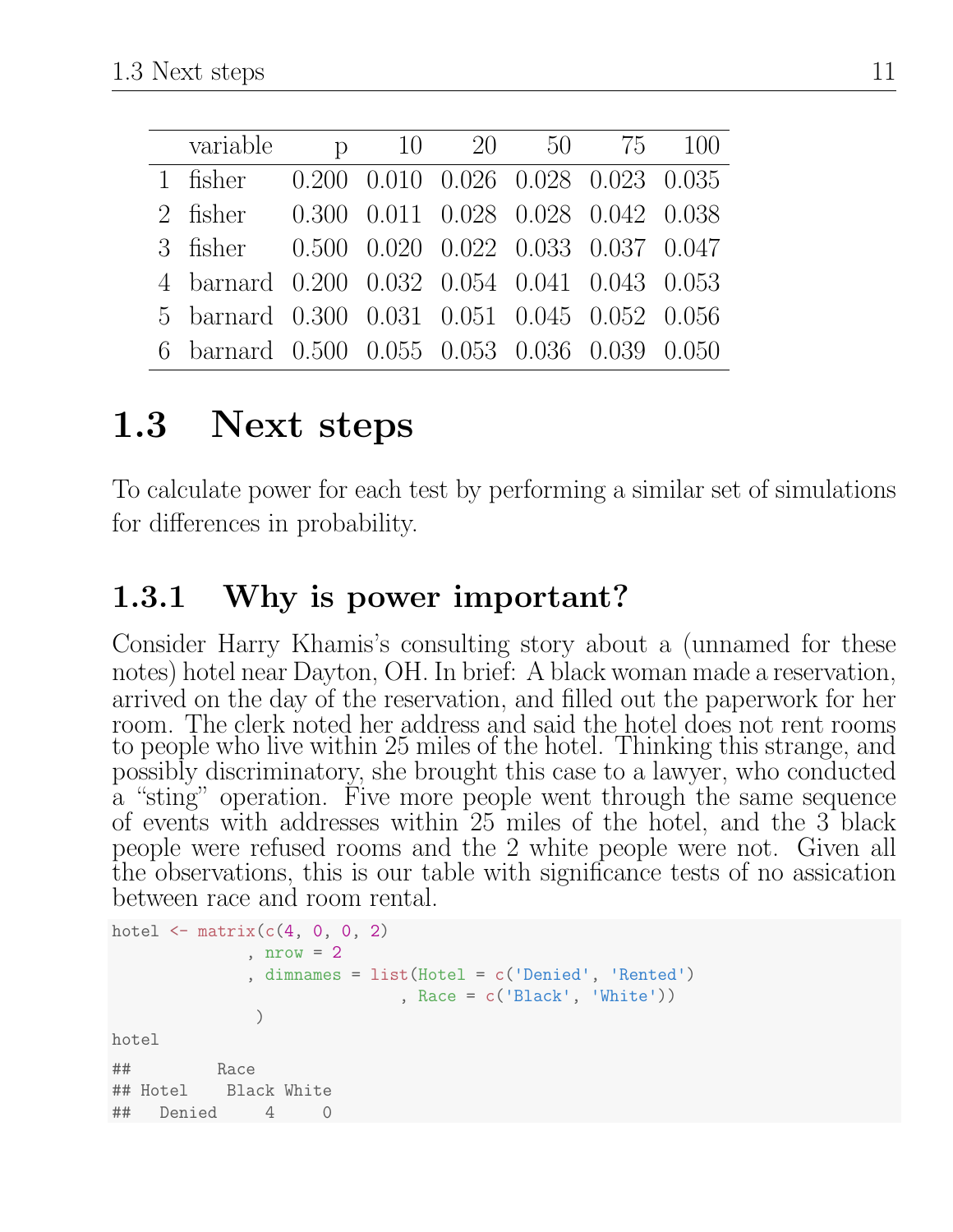|   | variable | p | 10 | 20 | 50 | 75 | 100 |
|---|---|---|---|---|---|---|---|
| 1 | fisher | 0.200 | 0.010 | 0.026 | 0.028 | 0.023 | 0.035 |
| 2 | fisher | 0.300 | 0.011 | 0.028 | 0.028 | 0.042 | 0.038 |
| 3 | fisher | 0.500 | 0.020 | 0.022 | 0.033 | 0.037 | 0.047 |
| 4 | barnard | 0.200 | 0.032 | 0.054 | 0.041 | 0.043 | 0.053 |
| 5 | barnard | 0.300 | 0.031 | 0.051 | 0.045 | 0.052 | 0.056 |
| 6 | barnard | 0.500 | 0.055 | 0.053 | 0.036 | 0.039 | 0.050 |

## 1.3 Next steps

To calculate power for each test by performing a similar set of simulations for differences in probability.

### 1.3.1 Why is power important?

Consider Harry Khamis's consulting story about a (unnamed for these notes) hotel near Dayton, OH. In brief: A black woman made a reservation, arrived on the day of the reservation, and filled out the paperwork for her room. The clerk noted her address and said the hotel does not rent rooms to people who live within 25 miles of the hotel. Thinking this strange, and possibly discriminatory, she brought this case to a lawyer, who conducted a "sting" operation. Five more people went through the same sequence of events with addresses within 25 miles of the hotel, and the 3 black people were refused rooms and the 2 white people were not. Given all the observations, this is our table with significance tests of no assication between race and room rental.

```
hotel <- matrix(c(4, 0, 0, 2)
              , nrow = 2
              , dimnames = list(Hotel = c('Denied', 'Rented')
                              , Race = c('Black', 'White'))
               )
hotel
```

```
##         Race
## Hotel    Black White
##   Denied     4     0
```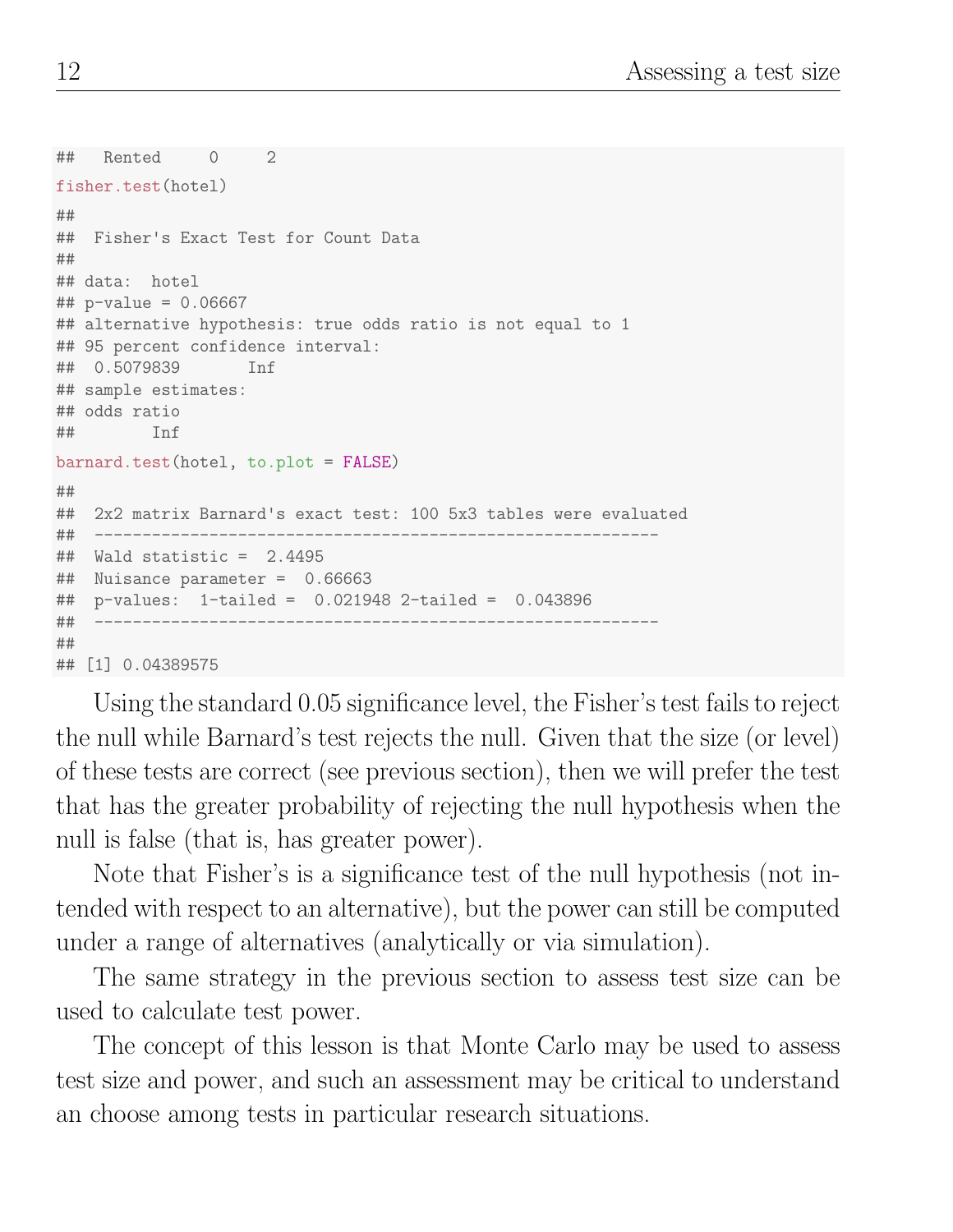```
##   Rented     0     2
fisher.test(hotel)
##
##  Fisher's Exact Test for Count Data
##
## data:  hotel
## p-value = 0.06667
## alternative hypothesis: true odds ratio is not equal to 1
## 95 percent confidence interval:
##  0.5079839       Inf
## sample estimates:
## odds ratio
##        Inf
barnard.test(hotel, to.plot = FALSE)
##
##  2x2 matrix Barnard's exact test: 100 5x3 tables were evaluated
##  -----------------------------------------------------------
##  Wald statistic =  2.4495
##  Nuisance parameter =  0.66663
##  p-values:  1-tailed =  0.021948 2-tailed =  0.043896
##  -----------------------------------------------------------
##
## [1] 0.04389575
```

Using the standard 0.05 significance level, the Fisher's test fails to reject the null while Barnard's test rejects the null. Given that the size (or level) of these tests are correct (see previous section), then we will prefer the test that has the greater probability of rejecting the null hypothesis when the null is false (that is, has greater power).

Note that Fisher's is a significance test of the null hypothesis (not intended with respect to an alternative), but the power can still be computed under a range of alternatives (analytically or via simulation).

The same strategy in the previous section to assess test size can be used to calculate test power.

The concept of this lesson is that Monte Carlo may be used to assess test size and power, and such an assessment may be critical to understand an choose among tests in particular research situations.